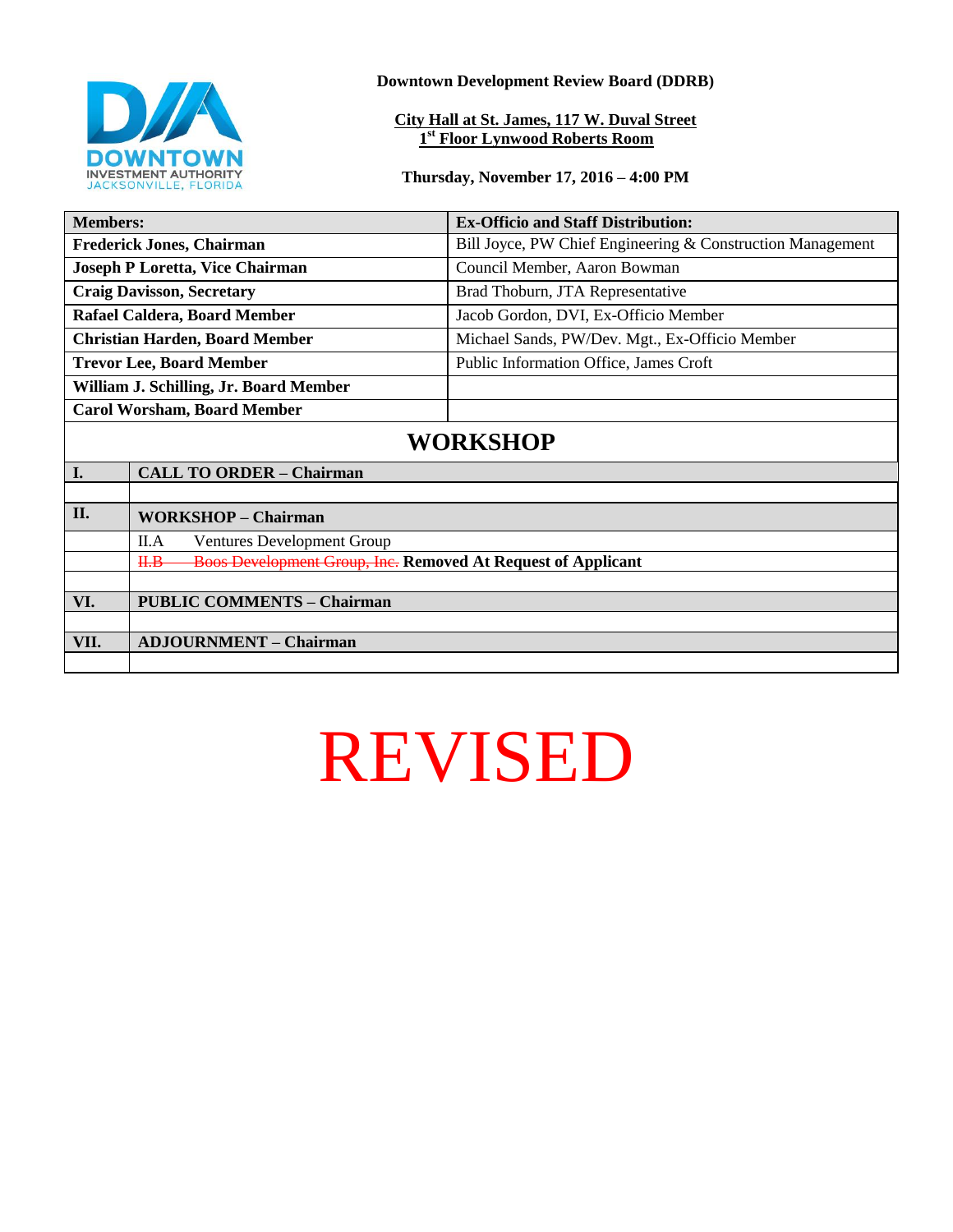**Downtown Development Review Board (DDRB)**

**City Hall at St. James, 117 W. Duval Street**
**1st Floor Lynwood Roberts Room**

**Thursday, November 17, 2016 – 4:00 PM**

| Members: | Ex-Officio and Staff Distribution: |
|---|---|
| **Frederick Jones, Chairman** | Bill Joyce, PW Chief Engineering & Construction Management |
| **Joseph P Loretta, Vice Chairman** | Council Member, Aaron Bowman |
| **Craig Davisson, Secretary** | Brad Thoburn, JTA Representative |
| **Rafael Caldera, Board Member** | Jacob Gordon, DVI, Ex-Officio Member |
| **Christian Harden, Board Member** | Michael Sands, PW/Dev. Mgt., Ex-Officio Member |
| **Trevor Lee, Board Member** | Public Information Office, James Croft |
| **William J. Schilling, Jr. Board Member** | |
| **Carol Worsham, Board Member** | |

## WORKSHOP

| | |
|---|---|
| **I.** | **CALL TO ORDER – Chairman** |
| | |
| **II.** | **WORKSHOP – Chairman** |
| | II.A Ventures Development Group |
| | ~~II.B Boos Development Group, Inc.~~ **Removed At Request of Applicant** |
| | |
| **VI.** | **PUBLIC COMMENTS – Chairman** |
| | |
| **VII.** | **ADJOURNMENT – Chairman** |
| | |

# REVISED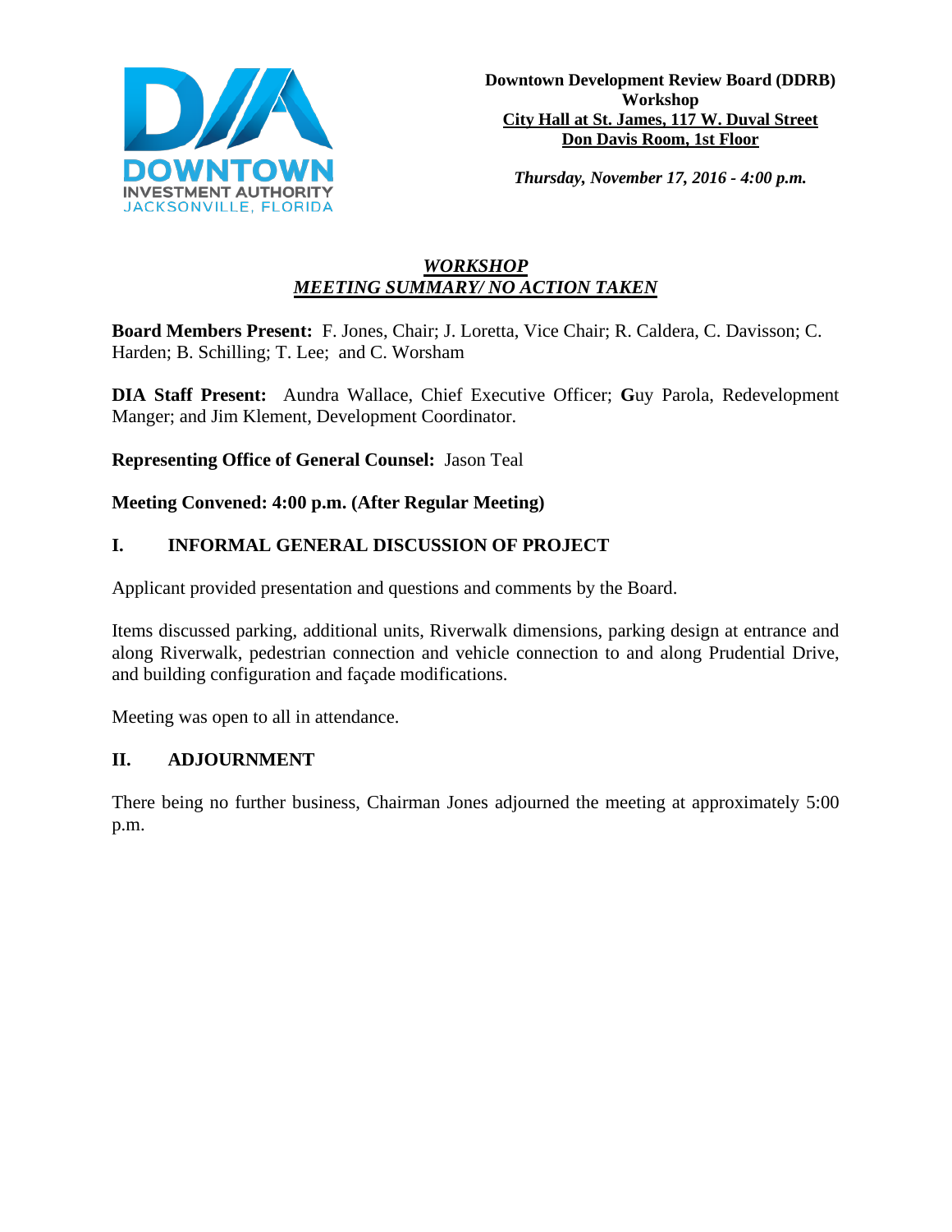**Downtown Development Review Board (DDRB)**
**Workshop**
**City Hall at St. James, 117 W. Duval Street**
**Don Davis Room, 1st Floor**

***Thursday, November 17, 2016 - 4:00 p.m.***

## *WORKSHOP*
## *MEETING SUMMARY/ NO ACTION TAKEN*

**Board Members Present:** F. Jones, Chair; J. Loretta, Vice Chair; R. Caldera, C. Davisson; C. Harden; B. Schilling; T. Lee; and C. Worsham

**DIA Staff Present:** Aundra Wallace, Chief Executive Officer; **G**uy Parola, Redevelopment Manger; and Jim Klement, Development Coordinator.

**Representing Office of General Counsel:** Jason Teal

**Meeting Convened: 4:00 p.m. (After Regular Meeting)**

### I. INFORMAL GENERAL DISCUSSION OF PROJECT

Applicant provided presentation and questions and comments by the Board.

Items discussed parking, additional units, Riverwalk dimensions, parking design at entrance and along Riverwalk, pedestrian connection and vehicle connection to and along Prudential Drive, and building configuration and façade modifications.

Meeting was open to all in attendance.

### II. ADJOURNMENT

There being no further business, Chairman Jones adjourned the meeting at approximately 5:00 p.m.